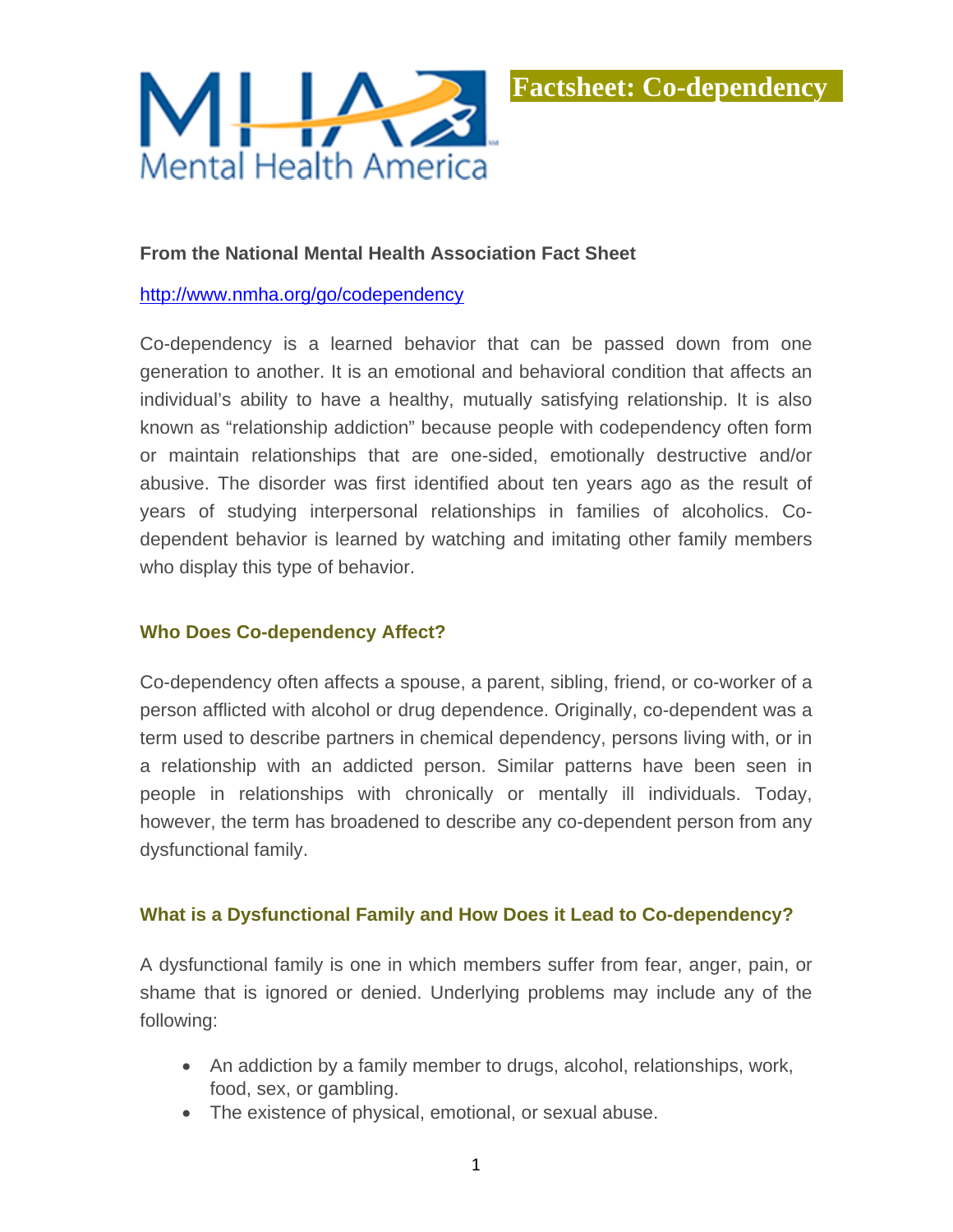# Factsheet: Co-dependency

**From the National Mental Health Association Fact Sheet**

http://www.nmha.org/go/codependency

Co-dependency is a learned behavior that can be passed down from one generation to another. It is an emotional and behavioral condition that affects an individual's ability to have a healthy, mutually satisfying relationship. It is also known as "relationship addiction" because people with codependency often form or maintain relationships that are one-sided, emotionally destructive and/or abusive. The disorder was first identified about ten years ago as the result of years of studying interpersonal relationships in families of alcoholics. Co-dependent behavior is learned by watching and imitating other family members who display this type of behavior.

## Who Does Co-dependency Affect?

Co-dependency often affects a spouse, a parent, sibling, friend, or co-worker of a person afflicted with alcohol or drug dependence. Originally, co-dependent was a term used to describe partners in chemical dependency, persons living with, or in a relationship with an addicted person. Similar patterns have been seen in people in relationships with chronically or mentally ill individuals. Today, however, the term has broadened to describe any co-dependent person from any dysfunctional family.

## What is a Dysfunctional Family and How Does it Lead to Co-dependency?

A dysfunctional family is one in which members suffer from fear, anger, pain, or shame that is ignored or denied. Underlying problems may include any of the following:

- An addiction by a family member to drugs, alcohol, relationships, work, food, sex, or gambling.
- The existence of physical, emotional, or sexual abuse.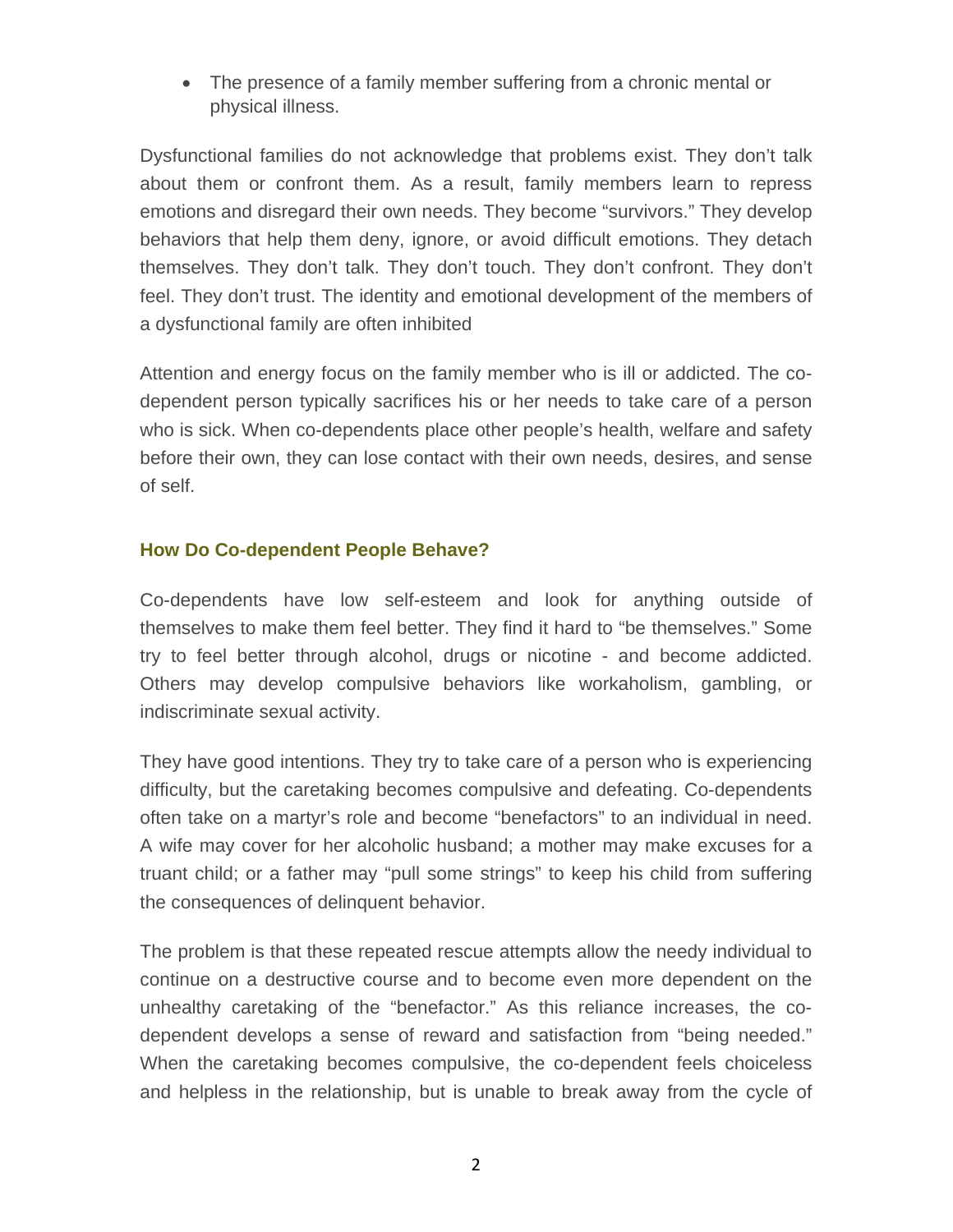- The presence of a family member suffering from a chronic mental or physical illness.

Dysfunctional families do not acknowledge that problems exist. They don't talk about them or confront them. As a result, family members learn to repress emotions and disregard their own needs. They become "survivors." They develop behaviors that help them deny, ignore, or avoid difficult emotions. They detach themselves. They don't talk. They don't touch. They don't confront. They don't feel. They don't trust. The identity and emotional development of the members of a dysfunctional family are often inhibited

Attention and energy focus on the family member who is ill or addicted. The co-dependent person typically sacrifices his or her needs to take care of a person who is sick. When co-dependents place other people's health, welfare and safety before their own, they can lose contact with their own needs, desires, and sense of self.

### How Do Co-dependent People Behave?

Co-dependents have low self-esteem and look for anything outside of themselves to make them feel better. They find it hard to "be themselves." Some try to feel better through alcohol, drugs or nicotine - and become addicted. Others may develop compulsive behaviors like workaholism, gambling, or indiscriminate sexual activity.

They have good intentions. They try to take care of a person who is experiencing difficulty, but the caretaking becomes compulsive and defeating. Co-dependents often take on a martyr's role and become "benefactors" to an individual in need. A wife may cover for her alcoholic husband; a mother may make excuses for a truant child; or a father may "pull some strings" to keep his child from suffering the consequences of delinquent behavior.

The problem is that these repeated rescue attempts allow the needy individual to continue on a destructive course and to become even more dependent on the unhealthy caretaking of the "benefactor." As this reliance increases, the co-dependent develops a sense of reward and satisfaction from "being needed." When the caretaking becomes compulsive, the co-dependent feels choiceless and helpless in the relationship, but is unable to break away from the cycle of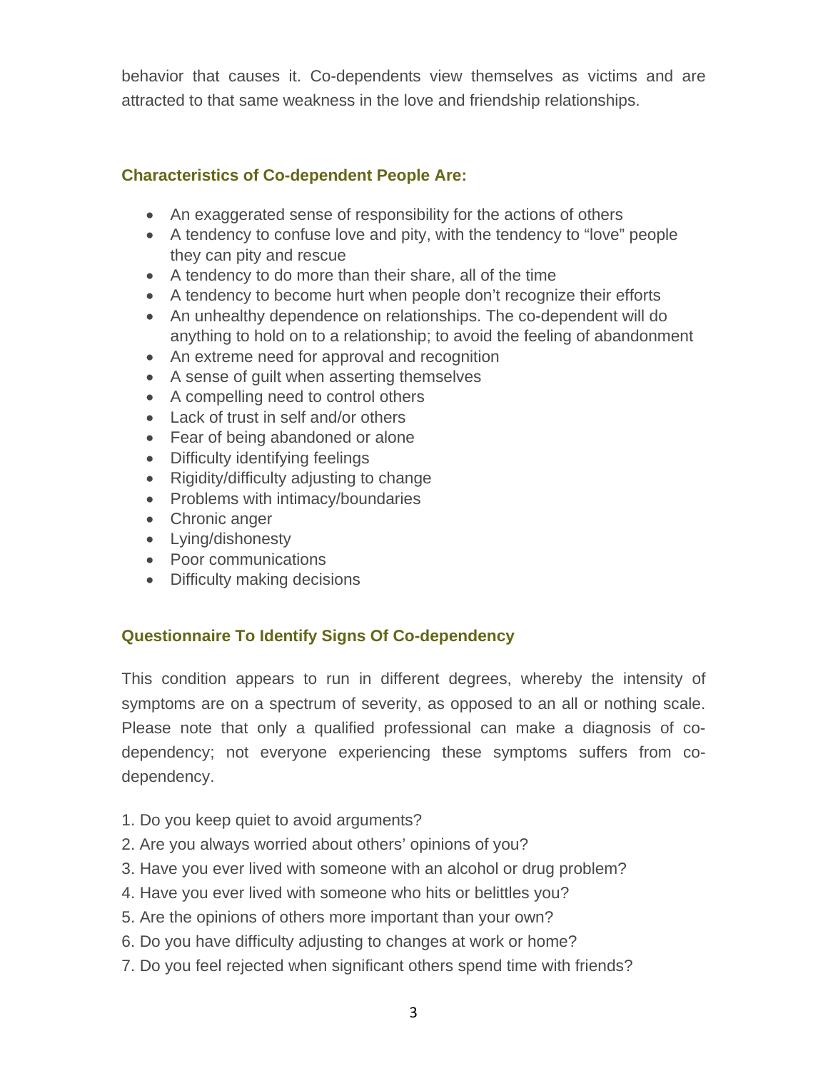behavior that causes it. Co-dependents view themselves as victims and are attracted to that same weakness in the love and friendship relationships.

### Characteristics of Co-dependent People Are:

- An exaggerated sense of responsibility for the actions of others
- A tendency to confuse love and pity, with the tendency to "love" people they can pity and rescue
- A tendency to do more than their share, all of the time
- A tendency to become hurt when people don't recognize their efforts
- An unhealthy dependence on relationships. The co-dependent will do anything to hold on to a relationship; to avoid the feeling of abandonment
- An extreme need for approval and recognition
- A sense of guilt when asserting themselves
- A compelling need to control others
- Lack of trust in self and/or others
- Fear of being abandoned or alone
- Difficulty identifying feelings
- Rigidity/difficulty adjusting to change
- Problems with intimacy/boundaries
- Chronic anger
- Lying/dishonesty
- Poor communications
- Difficulty making decisions

### Questionnaire To Identify Signs Of Co-dependency

This condition appears to run in different degrees, whereby the intensity of symptoms are on a spectrum of severity, as opposed to an all or nothing scale. Please note that only a qualified professional can make a diagnosis of co-dependency; not everyone experiencing these symptoms suffers from co-dependency.

1. Do you keep quiet to avoid arguments?
2. Are you always worried about others' opinions of you?
3. Have you ever lived with someone with an alcohol or drug problem?
4. Have you ever lived with someone who hits or belittles you?
5. Are the opinions of others more important than your own?
6. Do you have difficulty adjusting to changes at work or home?
7. Do you feel rejected when significant others spend time with friends?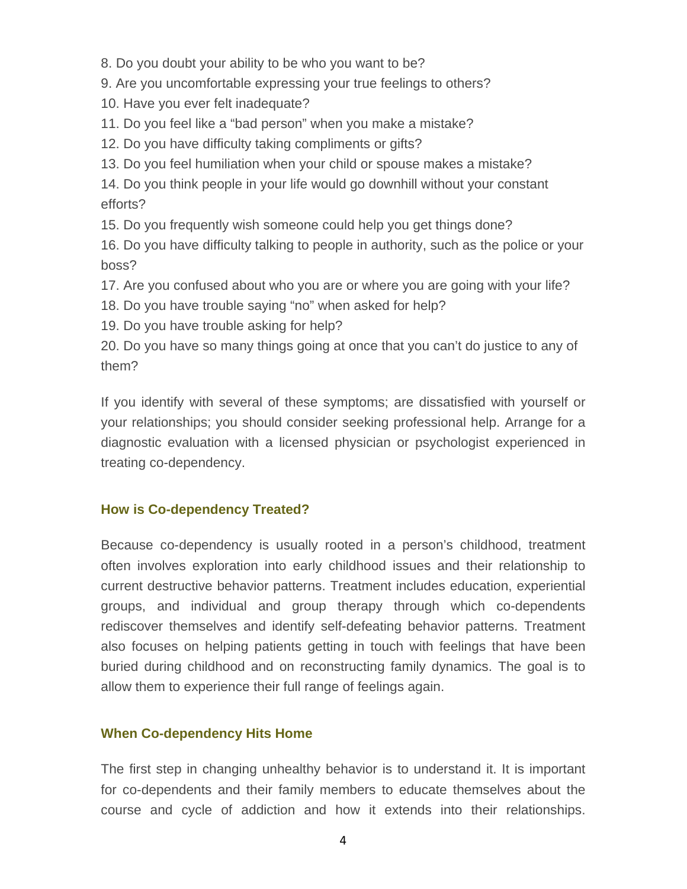8. Do you doubt your ability to be who you want to be?
9. Are you uncomfortable expressing your true feelings to others?
10. Have you ever felt inadequate?
11. Do you feel like a "bad person" when you make a mistake?
12. Do you have difficulty taking compliments or gifts?
13. Do you feel humiliation when your child or spouse makes a mistake?
14. Do you think people in your life would go downhill without your constant efforts?
15. Do you frequently wish someone could help you get things done?
16. Do you have difficulty talking to people in authority, such as the police or your boss?
17. Are you confused about who you are or where you are going with your life?
18. Do you have trouble saying "no" when asked for help?
19. Do you have trouble asking for help?
20. Do you have so many things going at once that you can't do justice to any of them?

If you identify with several of these symptoms; are dissatisfied with yourself or your relationships; you should consider seeking professional help. Arrange for a diagnostic evaluation with a licensed physician or psychologist experienced in treating co-dependency.

### How is Co-dependency Treated?

Because co-dependency is usually rooted in a person's childhood, treatment often involves exploration into early childhood issues and their relationship to current destructive behavior patterns. Treatment includes education, experiential groups, and individual and group therapy through which co-dependents rediscover themselves and identify self-defeating behavior patterns. Treatment also focuses on helping patients getting in touch with feelings that have been buried during childhood and on reconstructing family dynamics. The goal is to allow them to experience their full range of feelings again.

### When Co-dependency Hits Home

The first step in changing unhealthy behavior is to understand it. It is important for co-dependents and their family members to educate themselves about the course and cycle of addiction and how it extends into their relationships.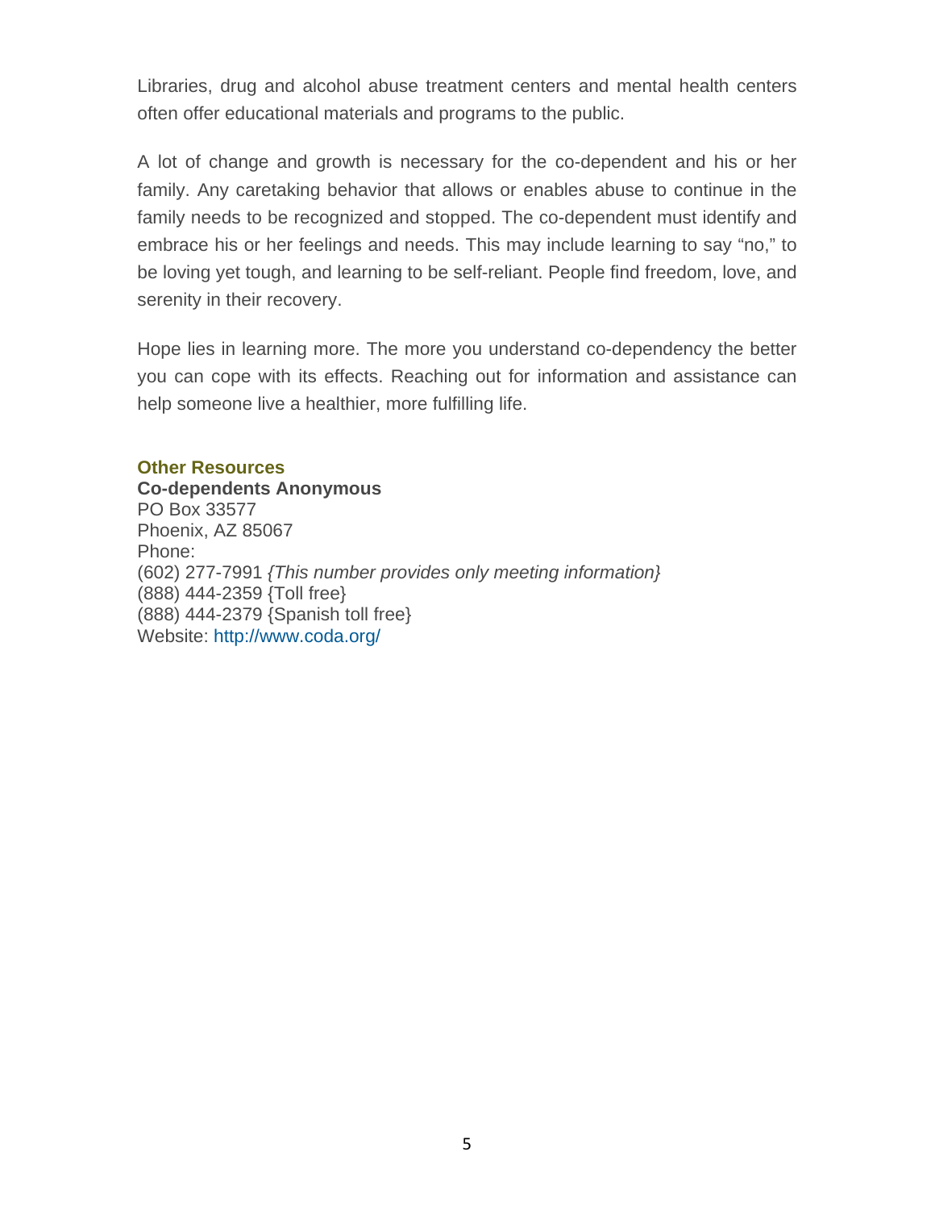Libraries, drug and alcohol abuse treatment centers and mental health centers often offer educational materials and programs to the public.

A lot of change and growth is necessary for the co-dependent and his or her family. Any caretaking behavior that allows or enables abuse to continue in the family needs to be recognized and stopped. The co-dependent must identify and embrace his or her feelings and needs. This may include learning to say "no," to be loving yet tough, and learning to be self-reliant. People find freedom, love, and serenity in their recovery.

Hope lies in learning more. The more you understand co-dependency the better you can cope with its effects. Reaching out for information and assistance can help someone live a healthier, more fulfilling life.

## Other Resources

**Co-dependents Anonymous**
PO Box 33577
Phoenix, AZ 85067
Phone:
(602) 277-7991 *{This number provides only meeting information}*
(888) 444-2359 {Toll free}
(888) 444-2379 {Spanish toll free}
Website: http://www.coda.org/